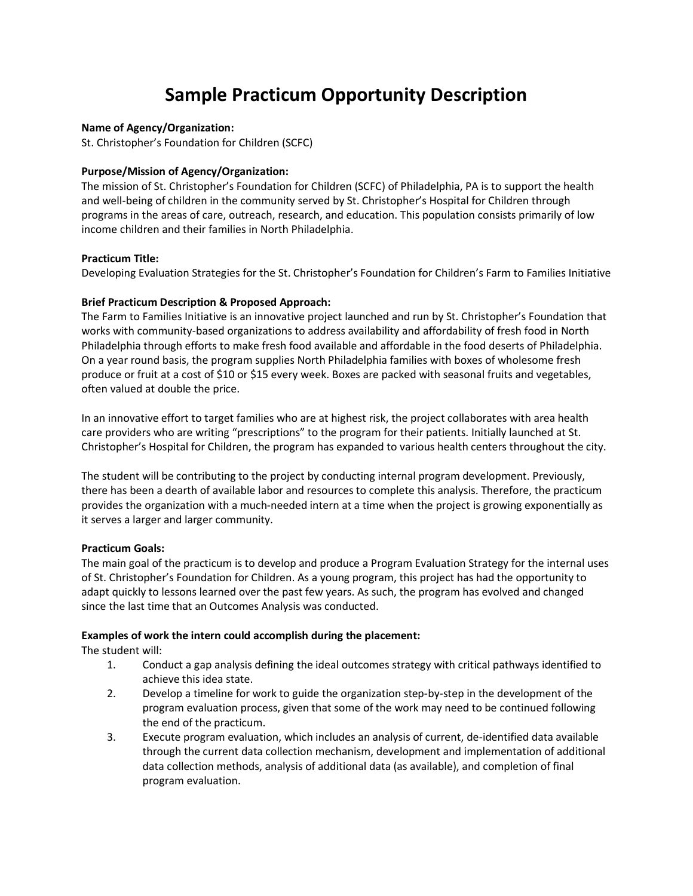# Sample Practicum Opportunity Description

**Name of Agency/Organization:**
St. Christopher's Foundation for Children (SCFC)

**Purpose/Mission of Agency/Organization:**
The mission of St. Christopher's Foundation for Children (SCFC) of Philadelphia, PA is to support the health and well-being of children in the community served by St. Christopher's Hospital for Children through programs in the areas of care, outreach, research, and education. This population consists primarily of low income children and their families in North Philadelphia.

**Practicum Title:**
Developing Evaluation Strategies for the St. Christopher's Foundation for Children's Farm to Families Initiative

**Brief Practicum Description & Proposed Approach:**
The Farm to Families Initiative is an innovative project launched and run by St. Christopher's Foundation that works with community-based organizations to address availability and affordability of fresh food in North Philadelphia through efforts to make fresh food available and affordable in the food deserts of Philadelphia. On a year round basis, the program supplies North Philadelphia families with boxes of wholesome fresh produce or fruit at a cost of $10 or $15 every week. Boxes are packed with seasonal fruits and vegetables, often valued at double the price.

In an innovative effort to target families who are at highest risk, the project collaborates with area health care providers who are writing "prescriptions" to the program for their patients. Initially launched at St. Christopher's Hospital for Children, the program has expanded to various health centers throughout the city.

The student will be contributing to the project by conducting internal program development. Previously, there has been a dearth of available labor and resources to complete this analysis. Therefore, the practicum provides the organization with a much-needed intern at a time when the project is growing exponentially as it serves a larger and larger community.

**Practicum Goals:**
The main goal of the practicum is to develop and produce a Program Evaluation Strategy for the internal uses of St. Christopher's Foundation for Children. As a young program, this project has had the opportunity to adapt quickly to lessons learned over the past few years. As such, the program has evolved and changed since the last time that an Outcomes Analysis was conducted.

**Examples of work the intern could accomplish during the placement:**
The student will:

1. Conduct a gap analysis defining the ideal outcomes strategy with critical pathways identified to achieve this idea state.
2. Develop a timeline for work to guide the organization step-by-step in the development of the program evaluation process, given that some of the work may need to be continued following the end of the practicum.
3. Execute program evaluation, which includes an analysis of current, de-identified data available through the current data collection mechanism, development and implementation of additional data collection methods, analysis of additional data (as available), and completion of final program evaluation.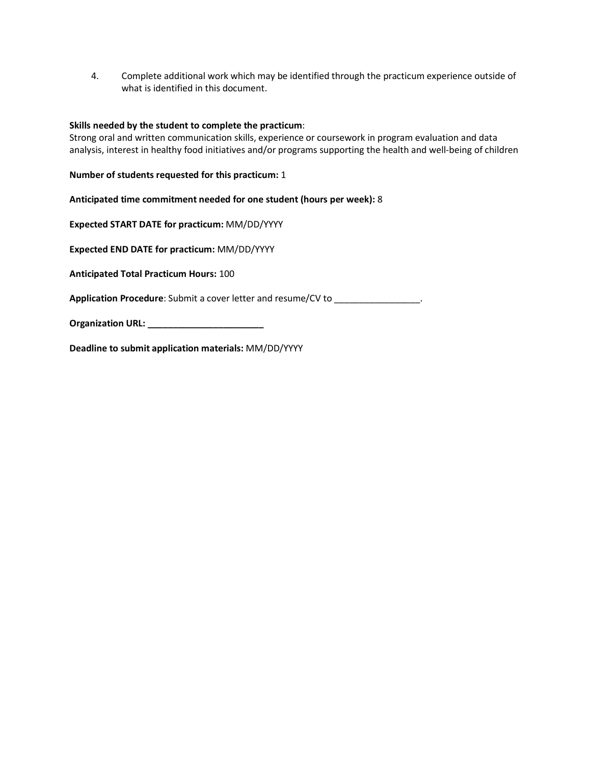4. Complete additional work which may be identified through the practicum experience outside of what is identified in this document.

**Skills needed by the student to complete the practicum**:
Strong oral and written communication skills, experience or coursework in program evaluation and data analysis, interest in healthy food initiatives and/or programs supporting the health and well-being of children

**Number of students requested for this practicum:** 1

**Anticipated time commitment needed for one student (hours per week):** 8

**Expected START DATE for practicum:** MM/DD/YYYY

**Expected END DATE for practicum:** MM/DD/YYYY

**Anticipated Total Practicum Hours:** 100

**Application Procedure**: Submit a cover letter and resume/CV to _________________.

**Organization URL: _______________________**

**Deadline to submit application materials:** MM/DD/YYYY